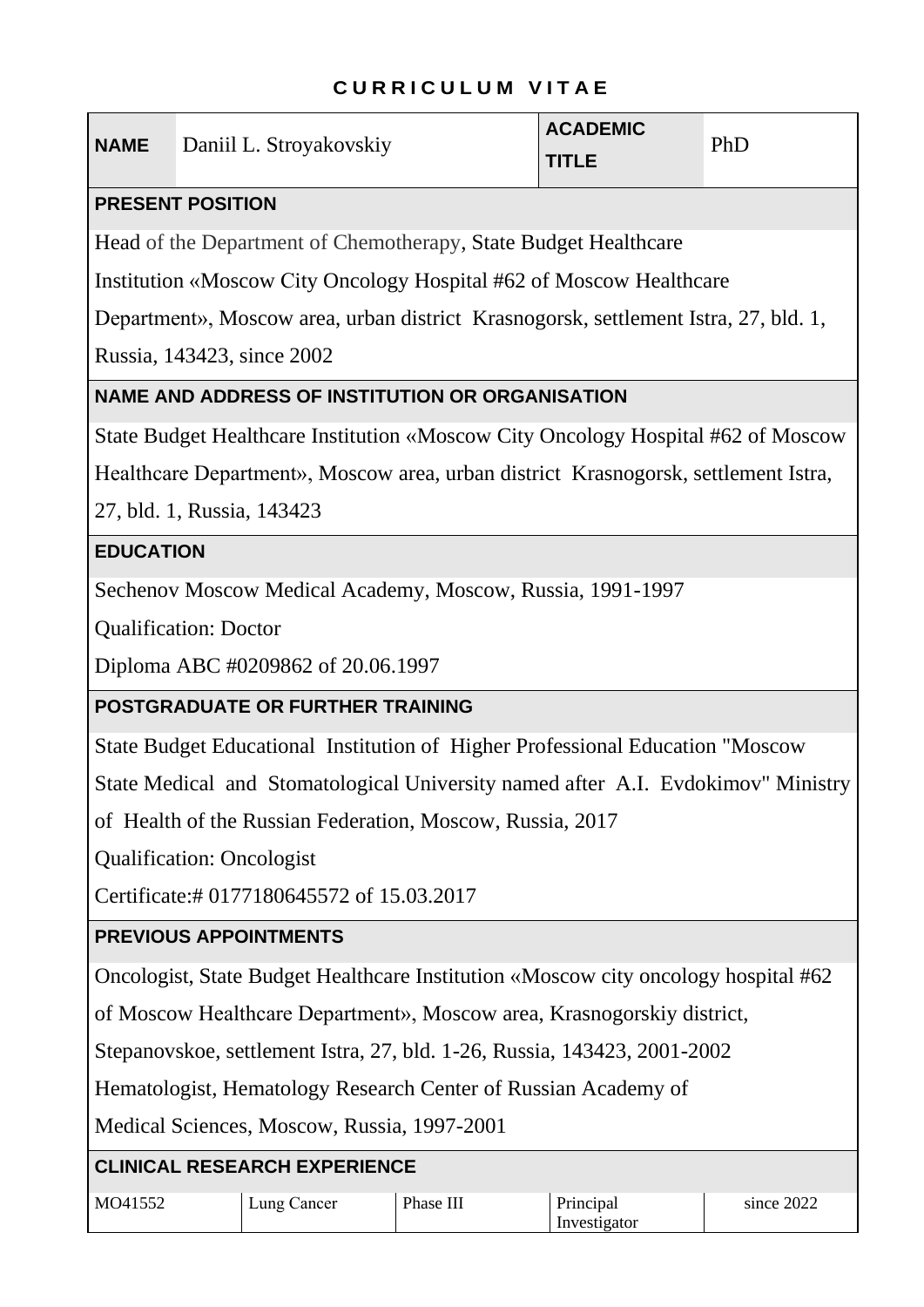# CURRICULUM VITAE

| **NAME** | Daniil L. Stroyakovskiy | **ACADEMIC TITLE** | PhD |
|---|---|---|---|

**PRESENT POSITION**

Head of the Department of Chemotherapy, State Budget Healthcare Institution «Moscow City Oncology Hospital #62 of Moscow Healthcare Department», Moscow area, urban district Krasnogorsk, settlement Istra, 27, bld. 1, Russia, 143423, since 2002

**NAME AND ADDRESS OF INSTITUTION OR ORGANISATION**

State Budget Healthcare Institution «Moscow City Oncology Hospital #62 of Moscow Healthcare Department», Moscow area, urban district Krasnogorsk, settlement Istra, 27, bld. 1, Russia, 143423

**EDUCATION**

Sechenov Moscow Medical Academy, Moscow, Russia, 1991-1997

Qualification: Doctor

Diploma ABC #0209862 of 20.06.1997

**POSTGRADUATE OR FURTHER TRAINING**

State Budget Educational Institution of Higher Professional Education "Moscow State Medical and Stomatological University named after A.I. Evdokimov" Ministry of Health of the Russian Federation, Moscow, Russia, 2017

Qualification: Oncologist

Certificate:# 0177180645572 of 15.03.2017

**PREVIOUS APPOINTMENTS**

Oncologist, State Budget Healthcare Institution «Moscow city oncology hospital #62 of Moscow Healthcare Department», Moscow area, Krasnogorskiy district, Stepanovskoe, settlement Istra, 27, bld. 1-26, Russia, 143423, 2001-2002

Hematologist, Hematology Research Center of Russian Academy of Medical Sciences, Moscow, Russia, 1997-2001

**CLINICAL RESEARCH EXPERIENCE**

| MO41552 | Lung Cancer | Phase III | Principal Investigator | since 2022 |
|---|---|---|---|---|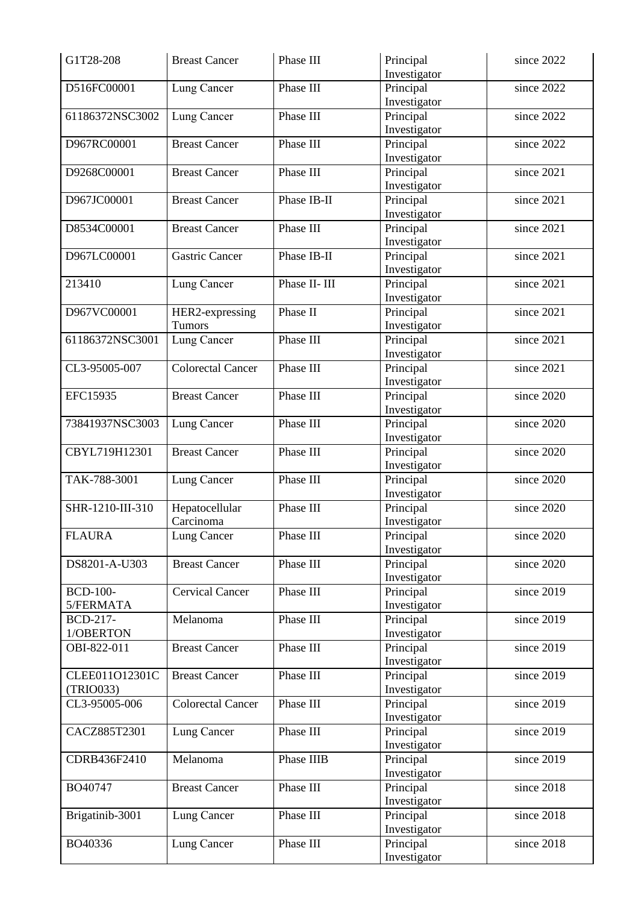| G1T28-208 | Breast Cancer | Phase III | Principal Investigator | since 2022 |
|---|---|---|---|---|
| D516FC00001 | Lung Cancer | Phase III | Principal Investigator | since 2022 |
| 61186372NSC3002 | Lung Cancer | Phase III | Principal Investigator | since 2022 |
| D967RC00001 | Breast Cancer | Phase III | Principal Investigator | since 2022 |
| D9268C00001 | Breast Cancer | Phase III | Principal Investigator | since 2021 |
| D967JC00001 | Breast Cancer | Phase IB-II | Principal Investigator | since 2021 |
| D8534C00001 | Breast Cancer | Phase III | Principal Investigator | since 2021 |
| D967LC00001 | Gastric Cancer | Phase IB-II | Principal Investigator | since 2021 |
| 213410 | Lung Cancer | Phase II- III | Principal Investigator | since 2021 |
| D967VC00001 | HER2-expressing Tumors | Phase II | Principal Investigator | since 2021 |
| 61186372NSC3001 | Lung Cancer | Phase III | Principal Investigator | since 2021 |
| CL3-95005-007 | Colorectal Cancer | Phase III | Principal Investigator | since 2021 |
| EFC15935 | Breast Cancer | Phase III | Principal Investigator | since 2020 |
| 73841937NSC3003 | Lung Cancer | Phase III | Principal Investigator | since 2020 |
| CBYL719H12301 | Breast Cancer | Phase III | Principal Investigator | since 2020 |
| TAK-788-3001 | Lung Cancer | Phase III | Principal Investigator | since 2020 |
| SHR-1210-III-310 | Hepatocellular Carcinoma | Phase III | Principal Investigator | since 2020 |
| FLAURA | Lung Cancer | Phase III | Principal Investigator | since 2020 |
| DS8201-A-U303 | Breast Cancer | Phase III | Principal Investigator | since 2020 |
| BCD-100-5/FERMATA | Cervical Cancer | Phase III | Principal Investigator | since 2019 |
| BCD-217-1/OBERTON | Melanoma | Phase III | Principal Investigator | since 2019 |
| OBI-822-011 | Breast Cancer | Phase III | Principal Investigator | since 2019 |
| CLEE011O12301C (TRIO033) | Breast Cancer | Phase III | Principal Investigator | since 2019 |
| CL3-95005-006 | Colorectal Cancer | Phase III | Principal Investigator | since 2019 |
| CACZ885T2301 | Lung Cancer | Phase III | Principal Investigator | since 2019 |
| CDRB436F2410 | Melanoma | Phase IIIB | Principal Investigator | since 2019 |
| BO40747 | Breast Cancer | Phase III | Principal Investigator | since 2018 |
| Brigatinib-3001 | Lung Cancer | Phase III | Principal Investigator | since 2018 |
| BO40336 | Lung Cancer | Phase III | Principal Investigator | since 2018 |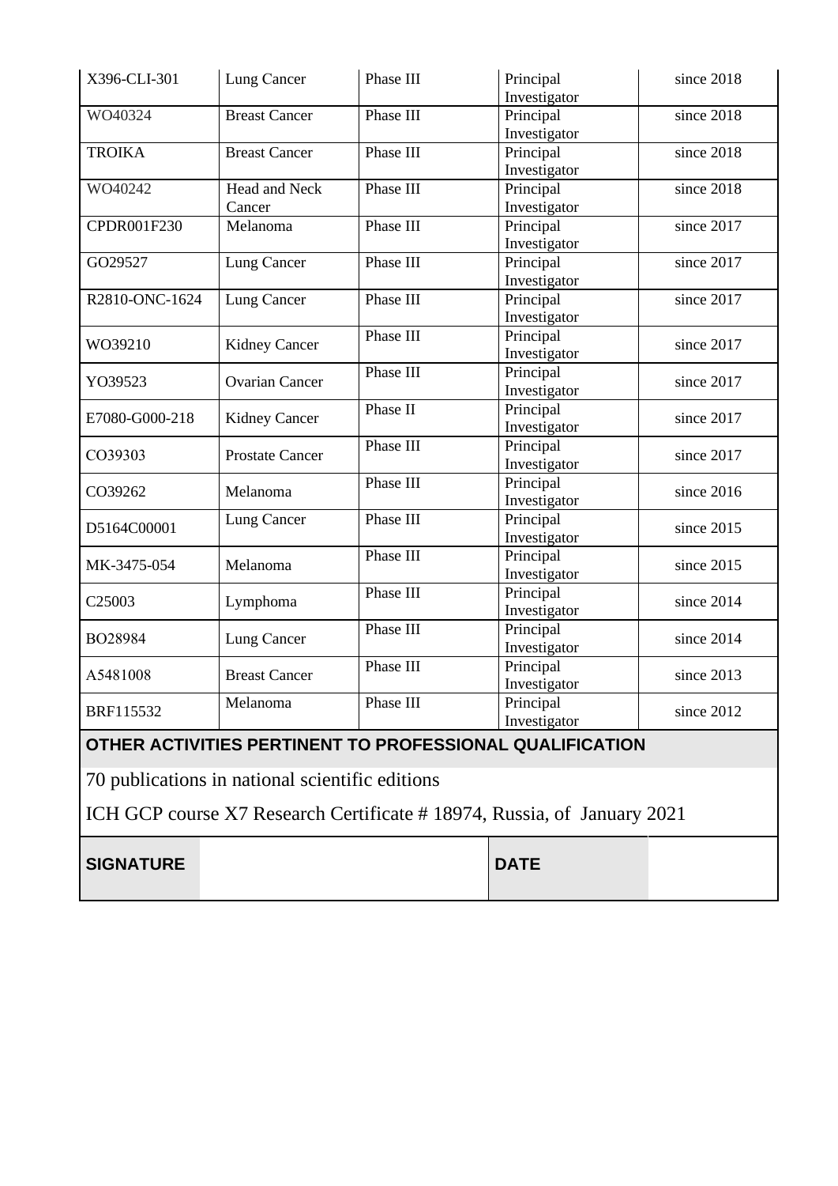| | | | | |
|---|---|---|---|---|
| X396-CLI-301 | Lung Cancer | Phase III | Principal Investigator | since 2018 |
| WO40324 | Breast Cancer | Phase III | Principal Investigator | since 2018 |
| TROIKA | Breast Cancer | Phase III | Principal Investigator | since 2018 |
| WO40242 | Head and Neck Cancer | Phase III | Principal Investigator | since 2018 |
| CPDR001F230 | Melanoma | Phase III | Principal Investigator | since 2017 |
| GO29527 | Lung Cancer | Phase III | Principal Investigator | since 2017 |
| R2810-ONC-1624 | Lung Cancer | Phase III | Principal Investigator | since 2017 |
| WO39210 | Kidney Cancer | Phase III | Principal Investigator | since 2017 |
| YO39523 | Ovarian Cancer | Phase III | Principal Investigator | since 2017 |
| E7080-G000-218 | Kidney Cancer | Phase II | Principal Investigator | since 2017 |
| CO39303 | Prostate Cancer | Phase III | Principal Investigator | since 2017 |
| CO39262 | Melanoma | Phase III | Principal Investigator | since 2016 |
| D5164C00001 | Lung Cancer | Phase III | Principal Investigator | since 2015 |
| MK-3475-054 | Melanoma | Phase III | Principal Investigator | since 2015 |
| C25003 | Lymphoma | Phase III | Principal Investigator | since 2014 |
| BO28984 | Lung Cancer | Phase III | Principal Investigator | since 2014 |
| A5481008 | Breast Cancer | Phase III | Principal Investigator | since 2013 |
| BRF115532 | Melanoma | Phase III | Principal Investigator | since 2012 |

**OTHER ACTIVITIES PERTINENT TO PROFESSIONAL QUALIFICATION**

70 publications in national scientific editions

ICH GCP course X7 Research Certificate # 18974, Russia, of January 2021

| | | | |
|---|---|---|---|
| **SIGNATURE** | | **DATE** | |